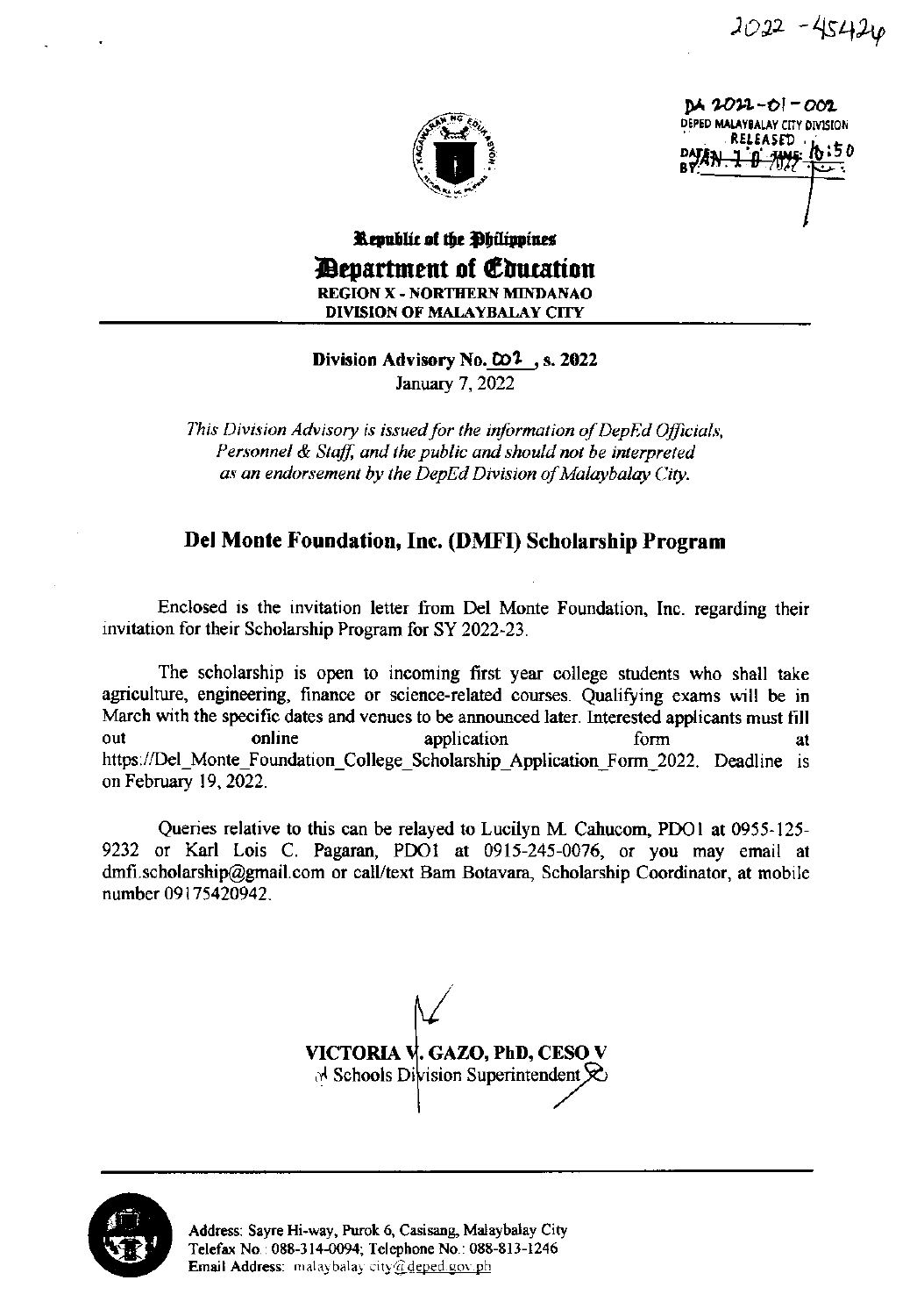2022 - 45424

DA 2022-01-002
DEPED MALAYBALAY CITY DIVISION
RELEASED
DATE: JAN 10 2022 TIME: 10:50
BY:

**Republic of the Philippines**
**Department of Education**
**REGION X - NORTHERN MINDANAO**
**DIVISION OF MALAYBALAY CITY**

**Division Advisory No. 002, s. 2022**
January 7, 2022

*This Division Advisory is issued for the information of DepEd Officials, Personnel & Staff, and the public and should not be interpreted as an endorsement by the DepEd Division of Malaybalay City.*

## Del Monte Foundation, Inc. (DMFI) Scholarship Program

Enclosed is the invitation letter from Del Monte Foundation, Inc. regarding their invitation for their Scholarship Program for SY 2022-23.

The scholarship is open to incoming first year college students who shall take agriculture, engineering, finance or science-related courses. Qualifying exams will be in March with the specific dates and venues to be announced later. Interested applicants must fill out online application form at https://Del_Monte_Foundation_College_Scholarship_Application_Form_2022. Deadline is on February 19, 2022.

Queries relative to this can be relayed to Lucilyn M. Cahucom, PDO1 at 0955-125-9232 or Karl Lois C. Pagaran, PDO1 at 0915-245-0076, or you may email at dmfi.scholarship@gmail.com or call/text Bam Botavara, Scholarship Coordinator, at mobile number 09175420942.

**VICTORIA V. GAZO, PhD, CESO V**
Schools Division Superintendent

Address: Sayre Hi-way, Purok 6, Casisang, Malaybalay City
Telefax No.: 088-314-0094; Telephone No.: 088-813-1246
Email Address: malaybalay.city@deped.gov.ph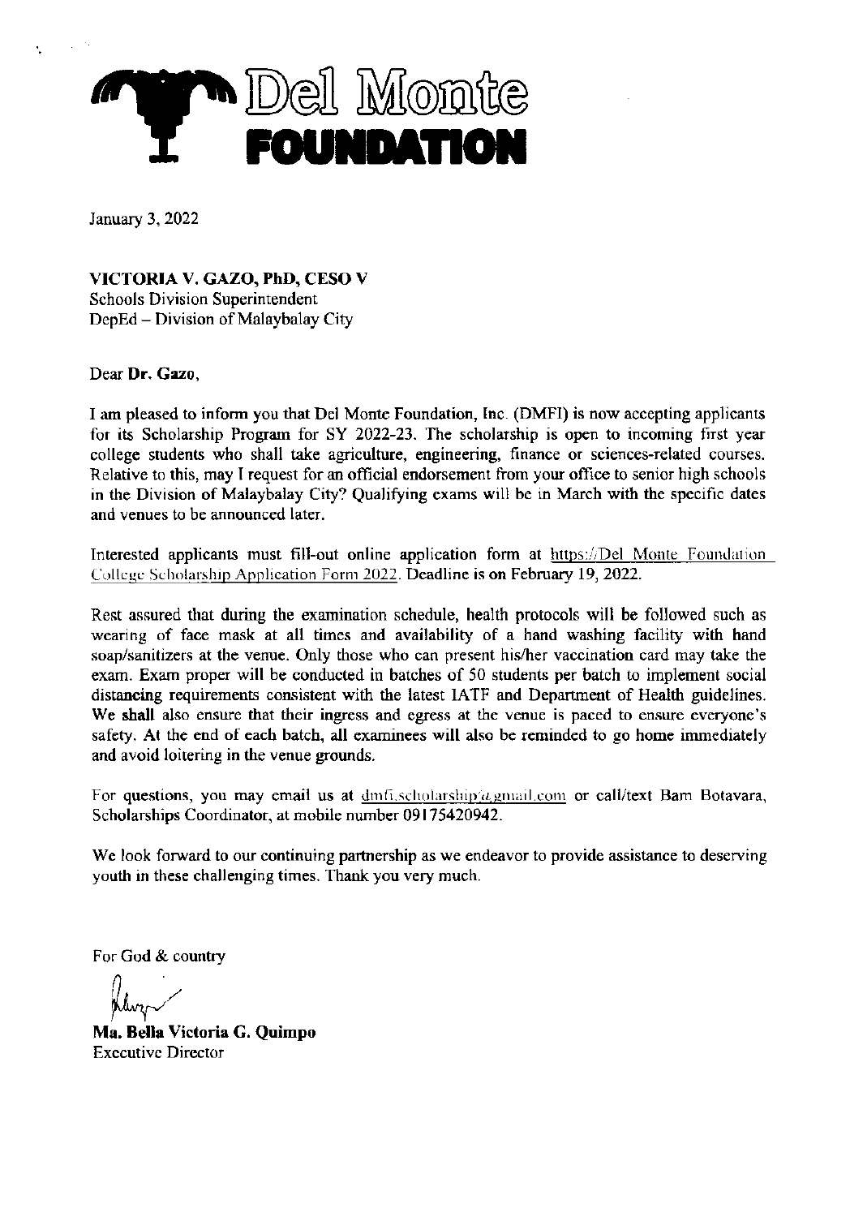# Del Monte FOUNDATION

January 3, 2022

**VICTORIA V. GAZO, PhD, CESO V**
Schools Division Superintendent
DepEd – Division of Malaybalay City

Dear **Dr. Gazo**,

I am pleased to inform you that Del Monte Foundation, Inc. (DMFI) is now accepting applicants for its Scholarship Program for SY 2022-23. The scholarship is open to incoming first year college students who shall take agriculture, engineering, finance or sciences-related courses. Relative to this, may I request for an official endorsement from your office to senior high schools in the Division of Malaybalay City? Qualifying exams will be in March with the specific dates and venues to be announced later.

Interested applicants must fill-out online application form at https://Del Monte Foundation College Scholarship Application Form 2022. Deadline is on February 19, 2022.

Rest assured that during the examination schedule, health protocols will be followed such as wearing of face mask at all times and availability of a hand washing facility with hand soap/sanitizers at the venue. Only those who can present his/her vaccination card may take the exam. Exam proper will be conducted in batches of 50 students per batch to implement social distancing requirements consistent with the latest IATF and Department of Health guidelines. We shall also ensure that their ingress and egress at the venue is paced to ensure everyone's safety. At the end of each batch, all examinees will also be reminded to go home immediately and avoid loitering in the venue grounds.

For questions, you may email us at dmfi.scholarship@gmail.com or call/text Bam Botavara, Scholarships Coordinator, at mobile number 09175420942.

We look forward to our continuing partnership as we endeavor to provide assistance to deserving youth in these challenging times. Thank you very much.

For God & country

**Ma. Bella Victoria G. Quimpo**
Executive Director